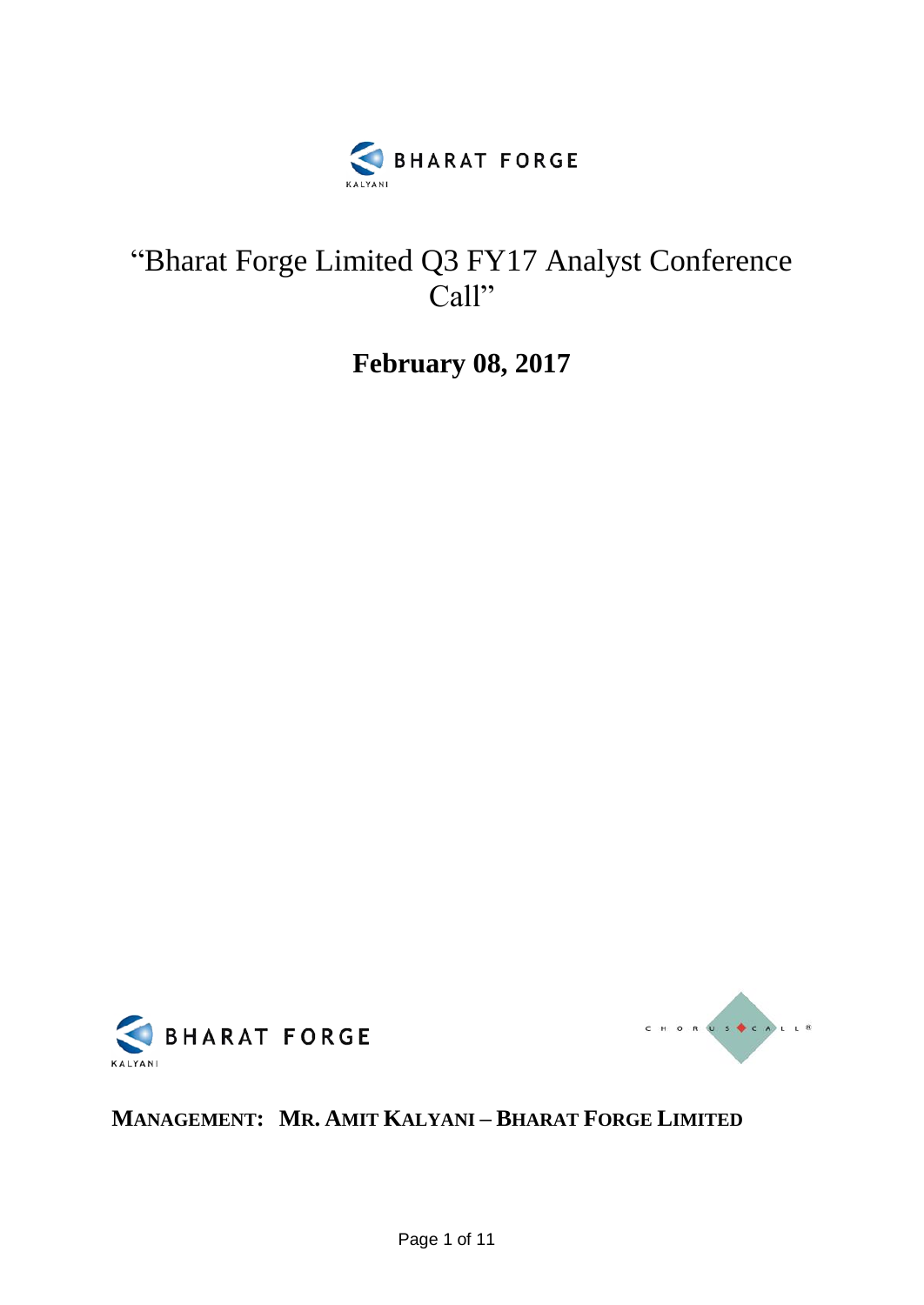# "Bharat Forge Limited Q3 FY17 Analyst Conference Call"

## February 08, 2017

**MANAGEMENT: MR. AMIT KALYANI – BHARAT FORGE LIMITED**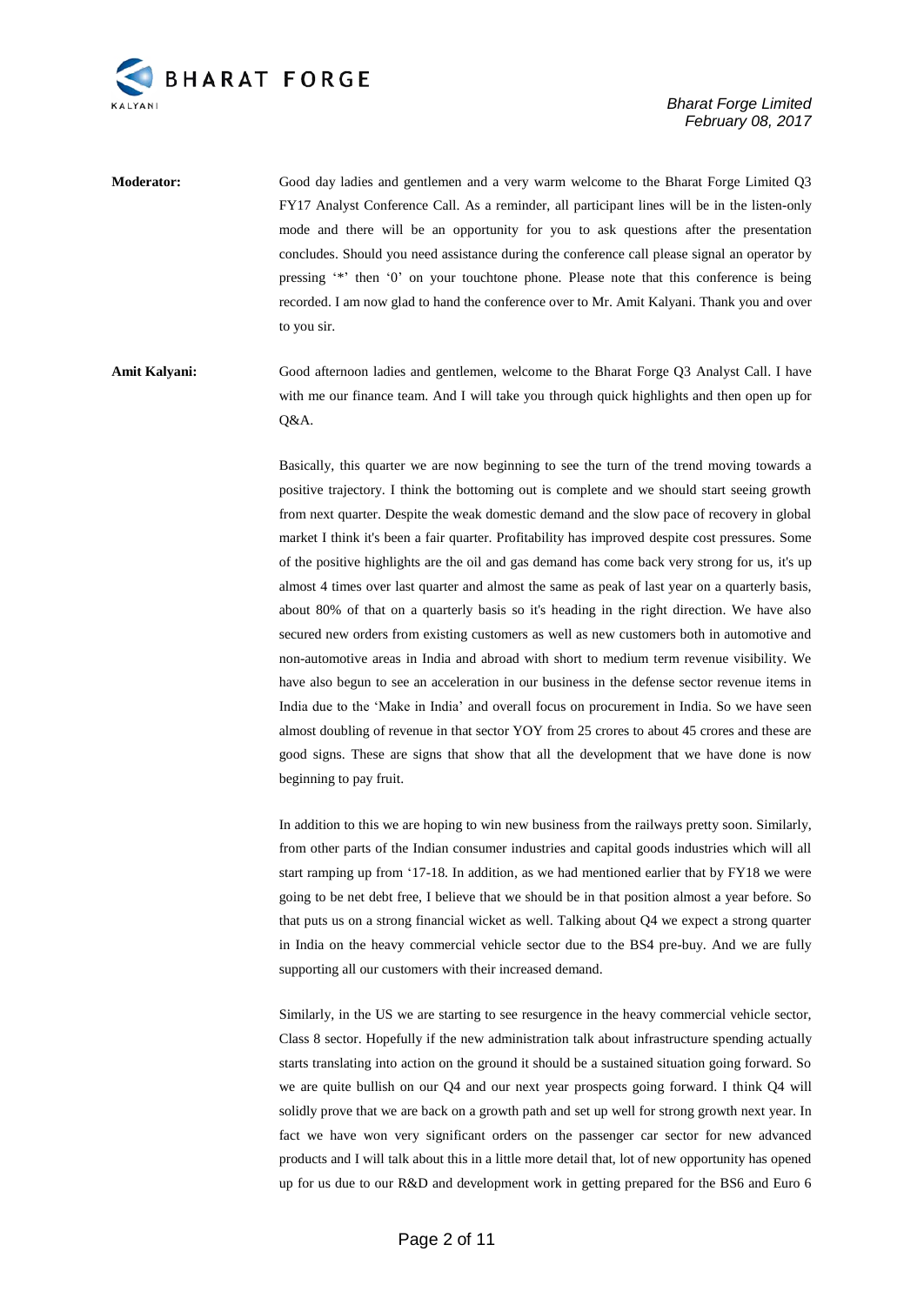**Moderator:** Good day ladies and gentlemen and a very warm welcome to the Bharat Forge Limited Q3 FY17 Analyst Conference Call. As a reminder, all participant lines will be in the listen-only mode and there will be an opportunity for you to ask questions after the presentation concludes. Should you need assistance during the conference call please signal an operator by pressing '*' then '0' on your touchtone phone. Please note that this conference is being recorded. I am now glad to hand the conference over to Mr. Amit Kalyani. Thank you and over to you sir.

**Amit Kalyani:** Good afternoon ladies and gentlemen, welcome to the Bharat Forge Q3 Analyst Call. I have with me our finance team. And I will take you through quick highlights and then open up for Q&A.

Basically, this quarter we are now beginning to see the turn of the trend moving towards a positive trajectory. I think the bottoming out is complete and we should start seeing growth from next quarter. Despite the weak domestic demand and the slow pace of recovery in global market I think it's been a fair quarter. Profitability has improved despite cost pressures. Some of the positive highlights are the oil and gas demand has come back very strong for us, it's up almost 4 times over last quarter and almost the same as peak of last year on a quarterly basis, about 80% of that on a quarterly basis so it's heading in the right direction. We have also secured new orders from existing customers as well as new customers both in automotive and non-automotive areas in India and abroad with short to medium term revenue visibility. We have also begun to see an acceleration in our business in the defense sector revenue items in India due to the 'Make in India' and overall focus on procurement in India. So we have seen almost doubling of revenue in that sector YOY from 25 crores to about 45 crores and these are good signs. These are signs that show that all the development that we have done is now beginning to pay fruit.

In addition to this we are hoping to win new business from the railways pretty soon. Similarly, from other parts of the Indian consumer industries and capital goods industries which will all start ramping up from '17-18. In addition, as we had mentioned earlier that by FY18 we were going to be net debt free, I believe that we should be in that position almost a year before. So that puts us on a strong financial wicket as well. Talking about Q4 we expect a strong quarter in India on the heavy commercial vehicle sector due to the BS4 pre-buy. And we are fully supporting all our customers with their increased demand.

Similarly, in the US we are starting to see resurgence in the heavy commercial vehicle sector, Class 8 sector. Hopefully if the new administration talk about infrastructure spending actually starts translating into action on the ground it should be a sustained situation going forward. So we are quite bullish on our Q4 and our next year prospects going forward. I think Q4 will solidly prove that we are back on a growth path and set up well for strong growth next year. In fact we have won very significant orders on the passenger car sector for new advanced products and I will talk about this in a little more detail that, lot of new opportunity has opened up for us due to our R&D and development work in getting prepared for the BS6 and Euro 6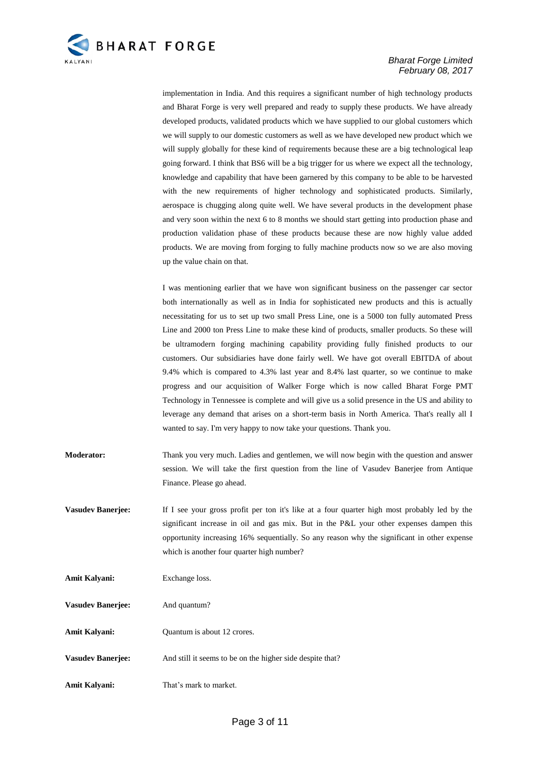implementation in India. And this requires a significant number of high technology products and Bharat Forge is very well prepared and ready to supply these products. We have already developed products, validated products which we have supplied to our global customers which we will supply to our domestic customers as well as we have developed new product which we will supply globally for these kind of requirements because these are a big technological leap going forward. I think that BS6 will be a big trigger for us where we expect all the technology, knowledge and capability that have been garnered by this company to be able to be harvested with the new requirements of higher technology and sophisticated products. Similarly, aerospace is chugging along quite well. We have several products in the development phase and very soon within the next 6 to 8 months we should start getting into production phase and production validation phase of these products because these are now highly value added products. We are moving from forging to fully machine products now so we are also moving up the value chain on that.

I was mentioning earlier that we have won significant business on the passenger car sector both internationally as well as in India for sophisticated new products and this is actually necessitating for us to set up two small Press Line, one is a 5000 ton fully automated Press Line and 2000 ton Press Line to make these kind of products, smaller products. So these will be ultramodern forging machining capability providing fully finished products to our customers. Our subsidiaries have done fairly well. We have got overall EBITDA of about 9.4% which is compared to 4.3% last year and 8.4% last quarter, so we continue to make progress and our acquisition of Walker Forge which is now called Bharat Forge PMT Technology in Tennessee is complete and will give us a solid presence in the US and ability to leverage any demand that arises on a short-term basis in North America. That's really all I wanted to say. I'm very happy to now take your questions. Thank you.

**Moderator:** Thank you very much. Ladies and gentlemen, we will now begin with the question and answer session. We will take the first question from the line of Vasudev Banerjee from Antique Finance. Please go ahead.

**Vasudev Banerjee:** If I see your gross profit per ton it's like at a four quarter high most probably led by the significant increase in oil and gas mix. But in the P&L your other expenses dampen this opportunity increasing 16% sequentially. So any reason why the significant in other expense which is another four quarter high number?

**Amit Kalyani:** Exchange loss.

**Vasudev Banerjee:** And quantum?

**Amit Kalyani:** Quantum is about 12 crores.

**Vasudev Banerjee:** And still it seems to be on the higher side despite that?

**Amit Kalyani:** That's mark to market.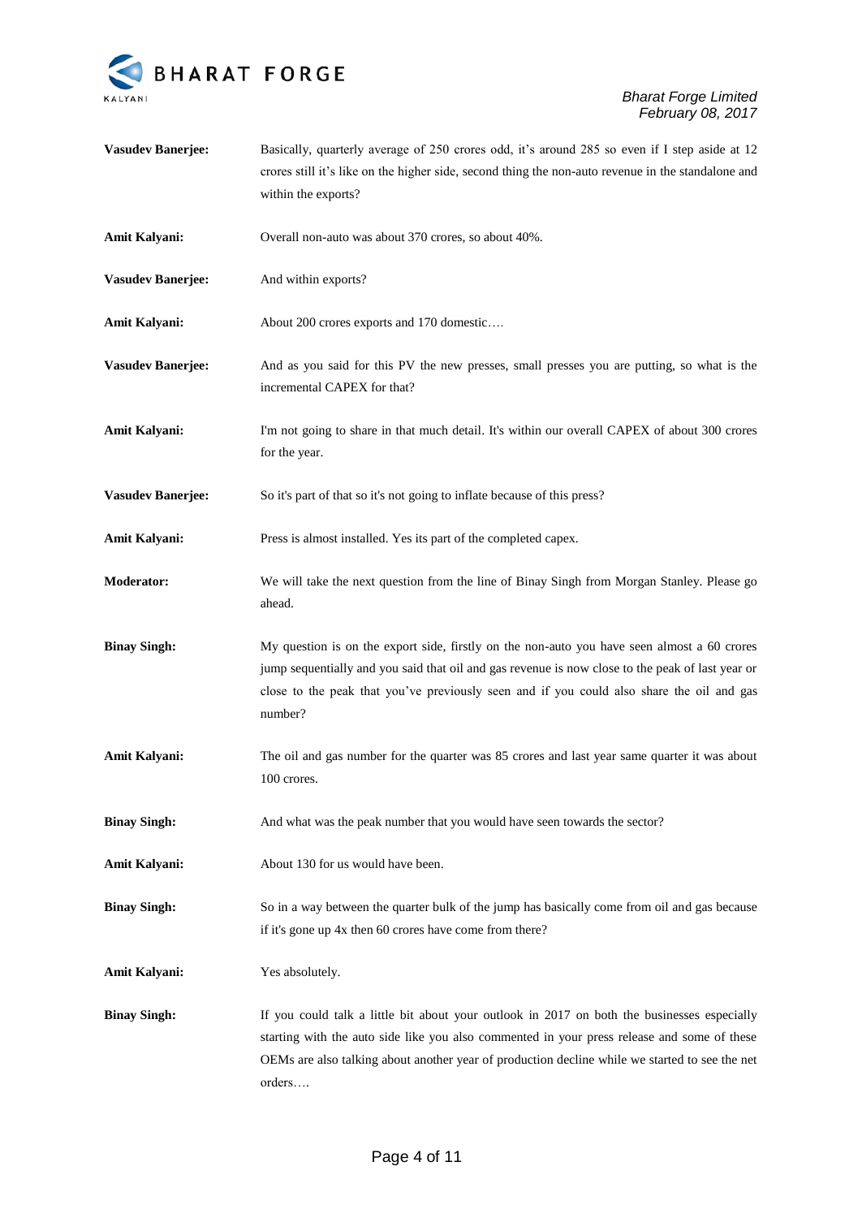**Vasudev Banerjee:** Basically, quarterly average of 250 crores odd, it's around 285 so even if I step aside at 12 crores still it's like on the higher side, second thing the non-auto revenue in the standalone and within the exports?

**Amit Kalyani:** Overall non-auto was about 370 crores, so about 40%.

**Vasudev Banerjee:** And within exports?

**Amit Kalyani:** About 200 crores exports and 170 domestic….

**Vasudev Banerjee:** And as you said for this PV the new presses, small presses you are putting, so what is the incremental CAPEX for that?

**Amit Kalyani:** I'm not going to share in that much detail. It's within our overall CAPEX of about 300 crores for the year.

**Vasudev Banerjee:** So it's part of that so it's not going to inflate because of this press?

**Amit Kalyani:** Press is almost installed. Yes its part of the completed capex.

**Moderator:** We will take the next question from the line of Binay Singh from Morgan Stanley. Please go ahead.

**Binay Singh:** My question is on the export side, firstly on the non-auto you have seen almost a 60 crores jump sequentially and you said that oil and gas revenue is now close to the peak of last year or close to the peak that you've previously seen and if you could also share the oil and gas number?

**Amit Kalyani:** The oil and gas number for the quarter was 85 crores and last year same quarter it was about 100 crores.

**Binay Singh:** And what was the peak number that you would have seen towards the sector?

**Amit Kalyani:** About 130 for us would have been.

**Binay Singh:** So in a way between the quarter bulk of the jump has basically come from oil and gas because if it's gone up 4x then 60 crores have come from there?

**Amit Kalyani:** Yes absolutely.

**Binay Singh:** If you could talk a little bit about your outlook in 2017 on both the businesses especially starting with the auto side like you also commented in your press release and some of these OEMs are also talking about another year of production decline while we started to see the net orders….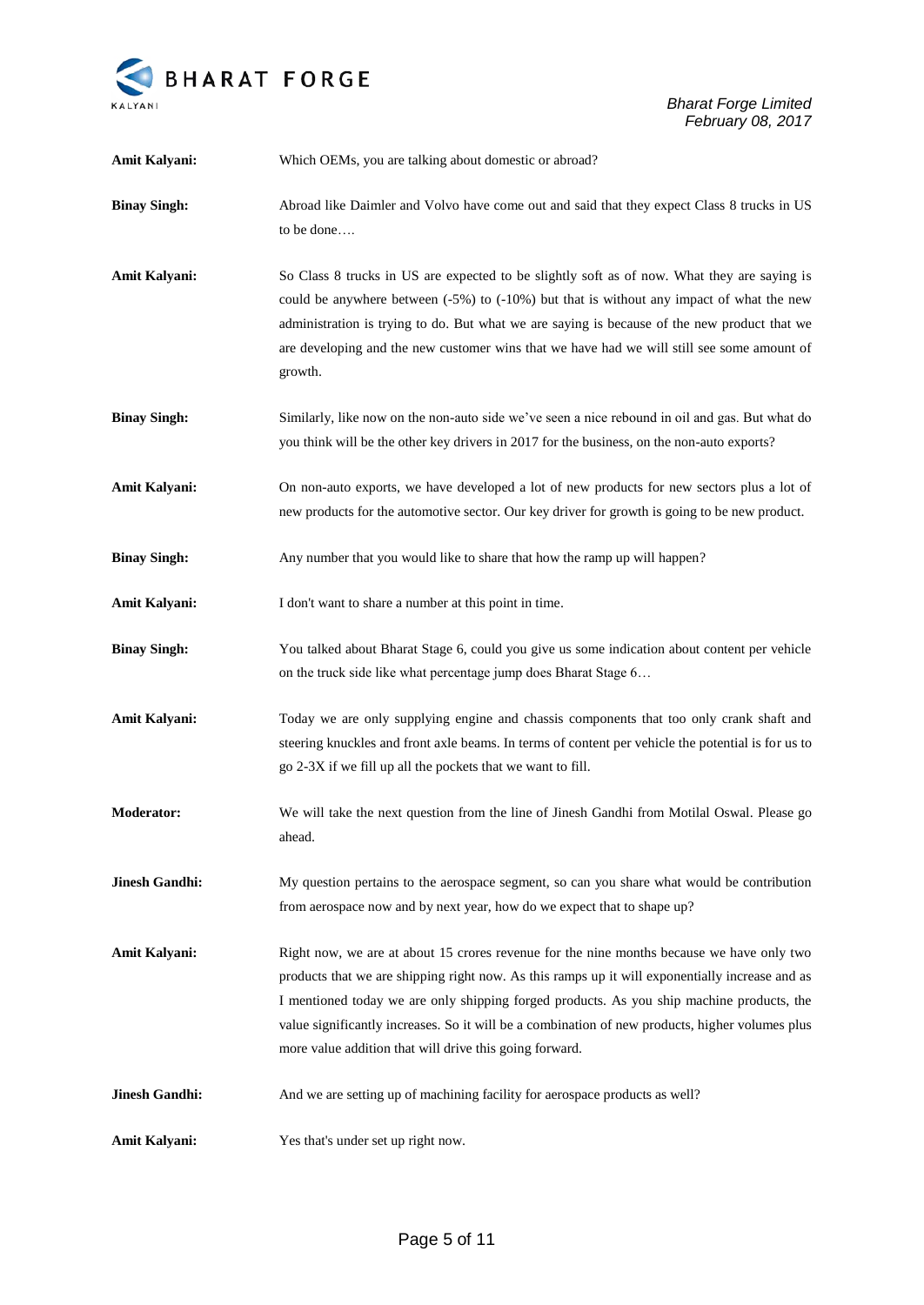**Amit Kalyani:** Which OEMs, you are talking about domestic or abroad?

**Binay Singh:** Abroad like Daimler and Volvo have come out and said that they expect Class 8 trucks in US to be done….

**Amit Kalyani:** So Class 8 trucks in US are expected to be slightly soft as of now. What they are saying is could be anywhere between (-5%) to (-10%) but that is without any impact of what the new administration is trying to do. But what we are saying is because of the new product that we are developing and the new customer wins that we have had we will still see some amount of growth.

**Binay Singh:** Similarly, like now on the non-auto side we've seen a nice rebound in oil and gas. But what do you think will be the other key drivers in 2017 for the business, on the non-auto exports?

**Amit Kalyani:** On non-auto exports, we have developed a lot of new products for new sectors plus a lot of new products for the automotive sector. Our key driver for growth is going to be new product.

**Binay Singh:** Any number that you would like to share that how the ramp up will happen?

**Amit Kalyani:** I don't want to share a number at this point in time.

**Binay Singh:** You talked about Bharat Stage 6, could you give us some indication about content per vehicle on the truck side like what percentage jump does Bharat Stage 6…

**Amit Kalyani:** Today we are only supplying engine and chassis components that too only crank shaft and steering knuckles and front axle beams. In terms of content per vehicle the potential is for us to go 2-3X if we fill up all the pockets that we want to fill.

**Moderator:** We will take the next question from the line of Jinesh Gandhi from Motilal Oswal. Please go ahead.

**Jinesh Gandhi:** My question pertains to the aerospace segment, so can you share what would be contribution from aerospace now and by next year, how do we expect that to shape up?

**Amit Kalyani:** Right now, we are at about 15 crores revenue for the nine months because we have only two products that we are shipping right now. As this ramps up it will exponentially increase and as I mentioned today we are only shipping forged products. As you ship machine products, the value significantly increases. So it will be a combination of new products, higher volumes plus more value addition that will drive this going forward.

**Jinesh Gandhi:** And we are setting up of machining facility for aerospace products as well?

**Amit Kalyani:** Yes that's under set up right now.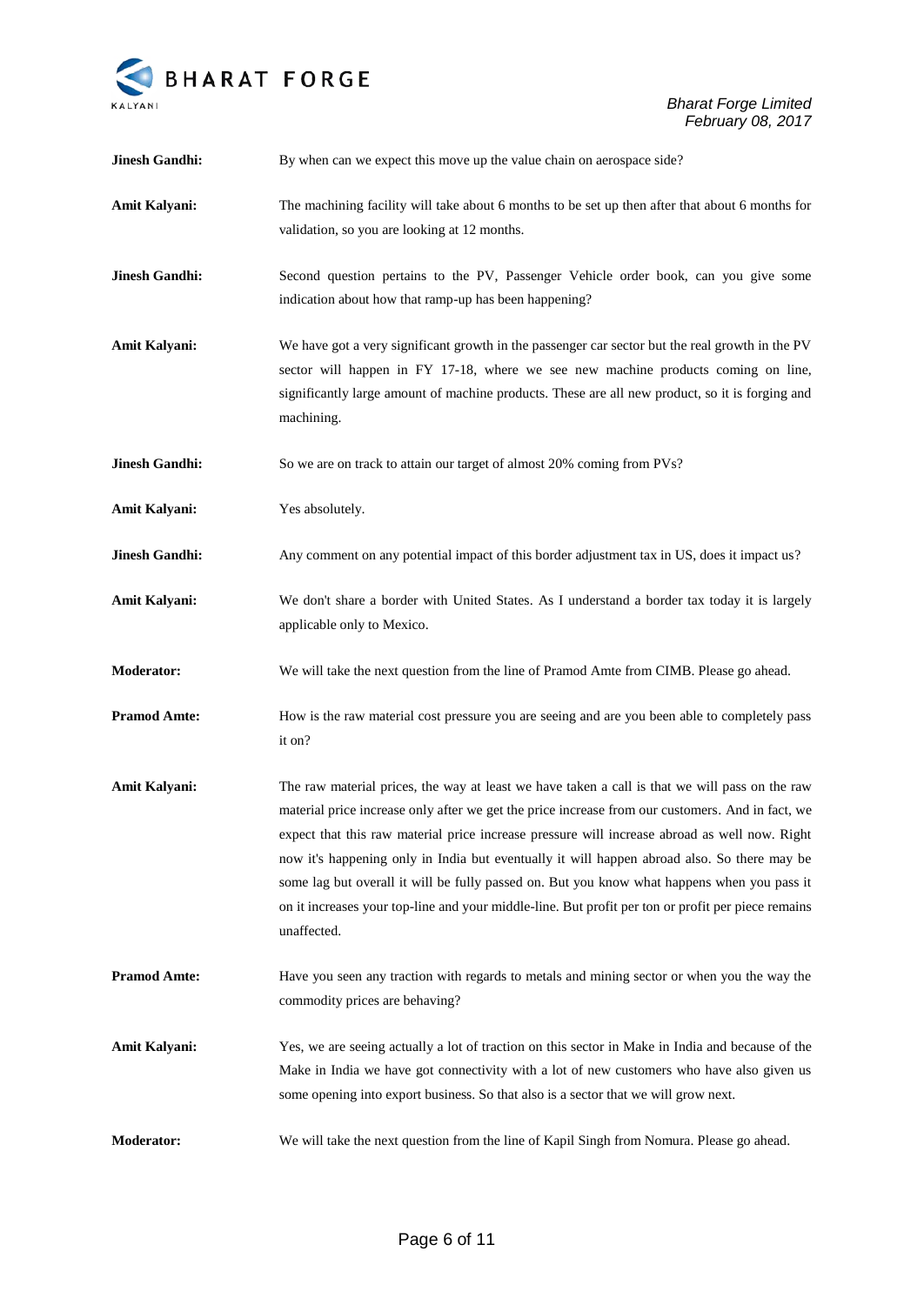**Jinesh Gandhi:** By when can we expect this move up the value chain on aerospace side?

**Amit Kalyani:** The machining facility will take about 6 months to be set up then after that about 6 months for validation, so you are looking at 12 months.

**Jinesh Gandhi:** Second question pertains to the PV, Passenger Vehicle order book, can you give some indication about how that ramp-up has been happening?

**Amit Kalyani:** We have got a very significant growth in the passenger car sector but the real growth in the PV sector will happen in FY 17-18, where we see new machine products coming on line, significantly large amount of machine products. These are all new product, so it is forging and machining.

**Jinesh Gandhi:** So we are on track to attain our target of almost 20% coming from PVs?

**Amit Kalyani:** Yes absolutely.

**Jinesh Gandhi:** Any comment on any potential impact of this border adjustment tax in US, does it impact us?

**Amit Kalyani:** We don't share a border with United States. As I understand a border tax today it is largely applicable only to Mexico.

**Moderator:** We will take the next question from the line of Pramod Amte from CIMB. Please go ahead.

**Pramod Amte:** How is the raw material cost pressure you are seeing and are you been able to completely pass it on?

**Amit Kalyani:** The raw material prices, the way at least we have taken a call is that we will pass on the raw material price increase only after we get the price increase from our customers. And in fact, we expect that this raw material price increase pressure will increase abroad as well now. Right now it's happening only in India but eventually it will happen abroad also. So there may be some lag but overall it will be fully passed on. But you know what happens when you pass it on it increases your top-line and your middle-line. But profit per ton or profit per piece remains unaffected.

**Pramod Amte:** Have you seen any traction with regards to metals and mining sector or when you the way the commodity prices are behaving?

**Amit Kalyani:** Yes, we are seeing actually a lot of traction on this sector in Make in India and because of the Make in India we have got connectivity with a lot of new customers who have also given us some opening into export business. So that also is a sector that we will grow next.

**Moderator:** We will take the next question from the line of Kapil Singh from Nomura. Please go ahead.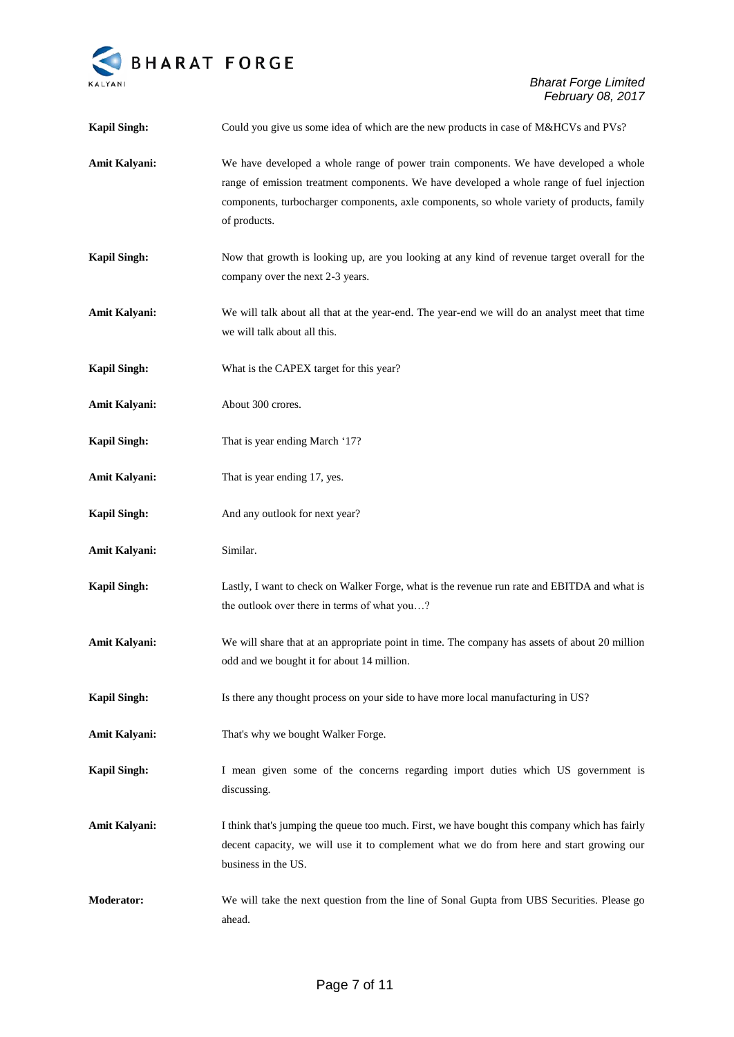**Kapil Singh:** Could you give us some idea of which are the new products in case of M&HCVs and PVs?

**Amit Kalyani:** We have developed a whole range of power train components. We have developed a whole range of emission treatment components. We have developed a whole range of fuel injection components, turbocharger components, axle components, so whole variety of products, family of products.

**Kapil Singh:** Now that growth is looking up, are you looking at any kind of revenue target overall for the company over the next 2-3 years.

**Amit Kalyani:** We will talk about all that at the year-end. The year-end we will do an analyst meet that time we will talk about all this.

**Kapil Singh:** What is the CAPEX target for this year?

**Amit Kalyani:** About 300 crores.

**Kapil Singh:** That is year ending March '17?

**Amit Kalyani:** That is year ending 17, yes.

**Kapil Singh:** And any outlook for next year?

**Amit Kalyani:** Similar.

**Kapil Singh:** Lastly, I want to check on Walker Forge, what is the revenue run rate and EBITDA and what is the outlook over there in terms of what you…?

**Amit Kalyani:** We will share that at an appropriate point in time. The company has assets of about 20 million odd and we bought it for about 14 million.

**Kapil Singh:** Is there any thought process on your side to have more local manufacturing in US?

**Amit Kalyani:** That's why we bought Walker Forge.

**Kapil Singh:** I mean given some of the concerns regarding import duties which US government is discussing.

**Amit Kalyani:** I think that's jumping the queue too much. First, we have bought this company which has fairly decent capacity, we will use it to complement what we do from here and start growing our business in the US.

**Moderator:** We will take the next question from the line of Sonal Gupta from UBS Securities. Please go ahead.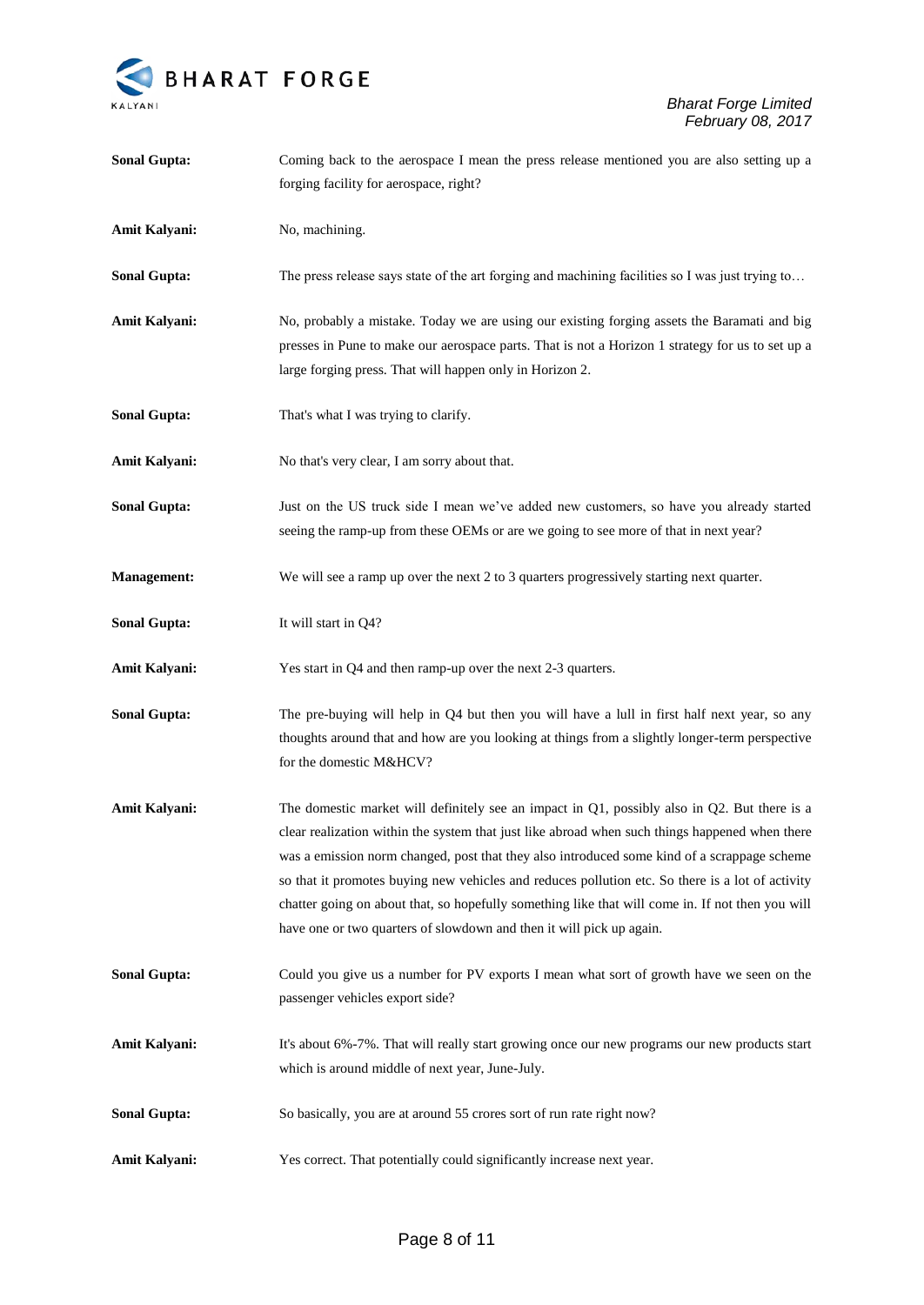**Sonal Gupta:** Coming back to the aerospace I mean the press release mentioned you are also setting up a forging facility for aerospace, right?

**Amit Kalyani:** No, machining.

**Sonal Gupta:** The press release says state of the art forging and machining facilities so I was just trying to…

**Amit Kalyani:** No, probably a mistake. Today we are using our existing forging assets the Baramati and big presses in Pune to make our aerospace parts. That is not a Horizon 1 strategy for us to set up a large forging press. That will happen only in Horizon 2.

**Sonal Gupta:** That's what I was trying to clarify.

**Amit Kalyani:** No that's very clear, I am sorry about that.

**Sonal Gupta:** Just on the US truck side I mean we've added new customers, so have you already started seeing the ramp-up from these OEMs or are we going to see more of that in next year?

**Management:** We will see a ramp up over the next 2 to 3 quarters progressively starting next quarter.

**Sonal Gupta:** It will start in Q4?

**Amit Kalyani:** Yes start in Q4 and then ramp-up over the next 2-3 quarters.

**Sonal Gupta:** The pre-buying will help in Q4 but then you will have a lull in first half next year, so any thoughts around that and how are you looking at things from a slightly longer-term perspective for the domestic M&HCV?

**Amit Kalyani:** The domestic market will definitely see an impact in Q1, possibly also in Q2. But there is a clear realization within the system that just like abroad when such things happened when there was a emission norm changed, post that they also introduced some kind of a scrappage scheme so that it promotes buying new vehicles and reduces pollution etc. So there is a lot of activity chatter going on about that, so hopefully something like that will come in. If not then you will have one or two quarters of slowdown and then it will pick up again.

**Sonal Gupta:** Could you give us a number for PV exports I mean what sort of growth have we seen on the passenger vehicles export side?

**Amit Kalyani:** It's about 6%-7%. That will really start growing once our new programs our new products start which is around middle of next year, June-July.

**Sonal Gupta:** So basically, you are at around 55 crores sort of run rate right now?

**Amit Kalyani:** Yes correct. That potentially could significantly increase next year.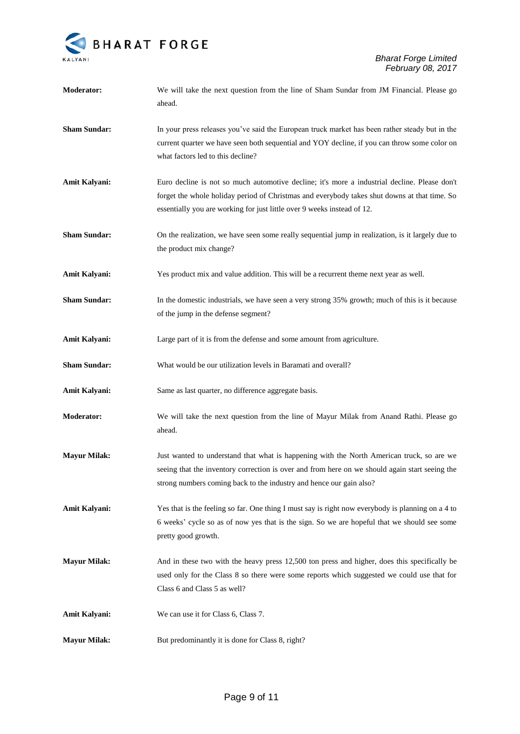**Moderator:** We will take the next question from the line of Sham Sundar from JM Financial. Please go ahead.

**Sham Sundar:** In your press releases you've said the European truck market has been rather steady but in the current quarter we have seen both sequential and YOY decline, if you can throw some color on what factors led to this decline?

**Amit Kalyani:** Euro decline is not so much automotive decline; it's more a industrial decline. Please don't forget the whole holiday period of Christmas and everybody takes shut downs at that time. So essentially you are working for just little over 9 weeks instead of 12.

**Sham Sundar:** On the realization, we have seen some really sequential jump in realization, is it largely due to the product mix change?

**Amit Kalyani:** Yes product mix and value addition. This will be a recurrent theme next year as well.

**Sham Sundar:** In the domestic industrials, we have seen a very strong 35% growth; much of this is it because of the jump in the defense segment?

**Amit Kalyani:** Large part of it is from the defense and some amount from agriculture.

**Sham Sundar:** What would be our utilization levels in Baramati and overall?

**Amit Kalyani:** Same as last quarter, no difference aggregate basis.

**Moderator:** We will take the next question from the line of Mayur Milak from Anand Rathi. Please go ahead.

**Mayur Milak:** Just wanted to understand that what is happening with the North American truck, so are we seeing that the inventory correction is over and from here on we should again start seeing the strong numbers coming back to the industry and hence our gain also?

**Amit Kalyani:** Yes that is the feeling so far. One thing I must say is right now everybody is planning on a 4 to 6 weeks' cycle so as of now yes that is the sign. So we are hopeful that we should see some pretty good growth.

**Mayur Milak:** And in these two with the heavy press 12,500 ton press and higher, does this specifically be used only for the Class 8 so there were some reports which suggested we could use that for Class 6 and Class 5 as well?

**Amit Kalyani:** We can use it for Class 6, Class 7.

**Mayur Milak:** But predominantly it is done for Class 8, right?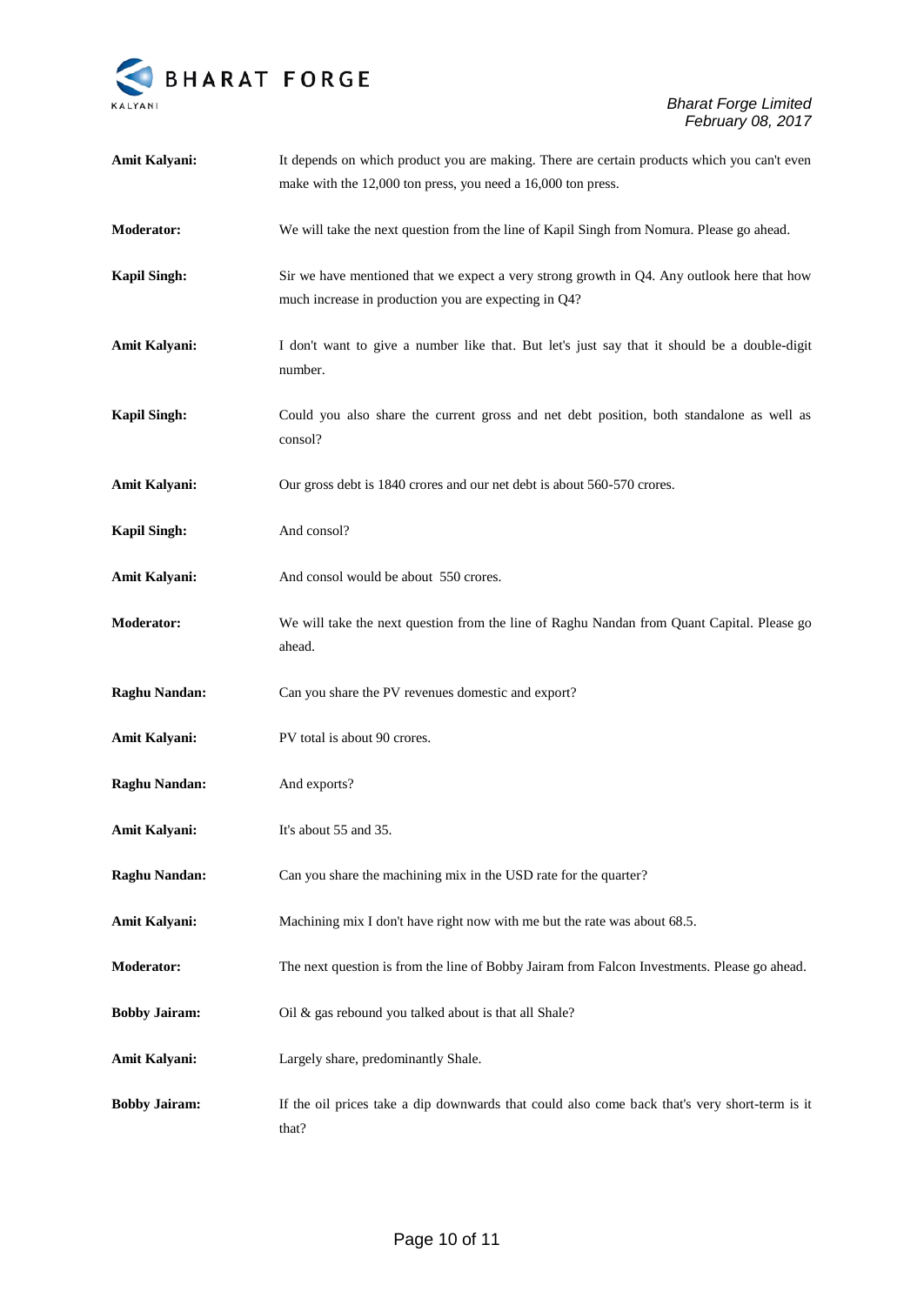**Amit Kalyani:** It depends on which product you are making. There are certain products which you can't even make with the 12,000 ton press, you need a 16,000 ton press.

**Moderator:** We will take the next question from the line of Kapil Singh from Nomura. Please go ahead.

**Kapil Singh:** Sir we have mentioned that we expect a very strong growth in Q4. Any outlook here that how much increase in production you are expecting in Q4?

**Amit Kalyani:** I don't want to give a number like that. But let's just say that it should be a double-digit number.

**Kapil Singh:** Could you also share the current gross and net debt position, both standalone as well as consol?

**Amit Kalyani:** Our gross debt is 1840 crores and our net debt is about 560-570 crores.

**Kapil Singh:** And consol?

**Amit Kalyani:** And consol would be about 550 crores.

**Moderator:** We will take the next question from the line of Raghu Nandan from Quant Capital. Please go ahead.

**Raghu Nandan:** Can you share the PV revenues domestic and export?

**Amit Kalyani:** PV total is about 90 crores.

**Raghu Nandan:** And exports?

**Amit Kalyani:** It's about 55 and 35.

**Raghu Nandan:** Can you share the machining mix in the USD rate for the quarter?

**Amit Kalyani:** Machining mix I don't have right now with me but the rate was about 68.5.

**Moderator:** The next question is from the line of Bobby Jairam from Falcon Investments. Please go ahead.

**Bobby Jairam:** Oil & gas rebound you talked about is that all Shale?

**Amit Kalyani:** Largely share, predominantly Shale.

**Bobby Jairam:** If the oil prices take a dip downwards that could also come back that's very short-term is it that?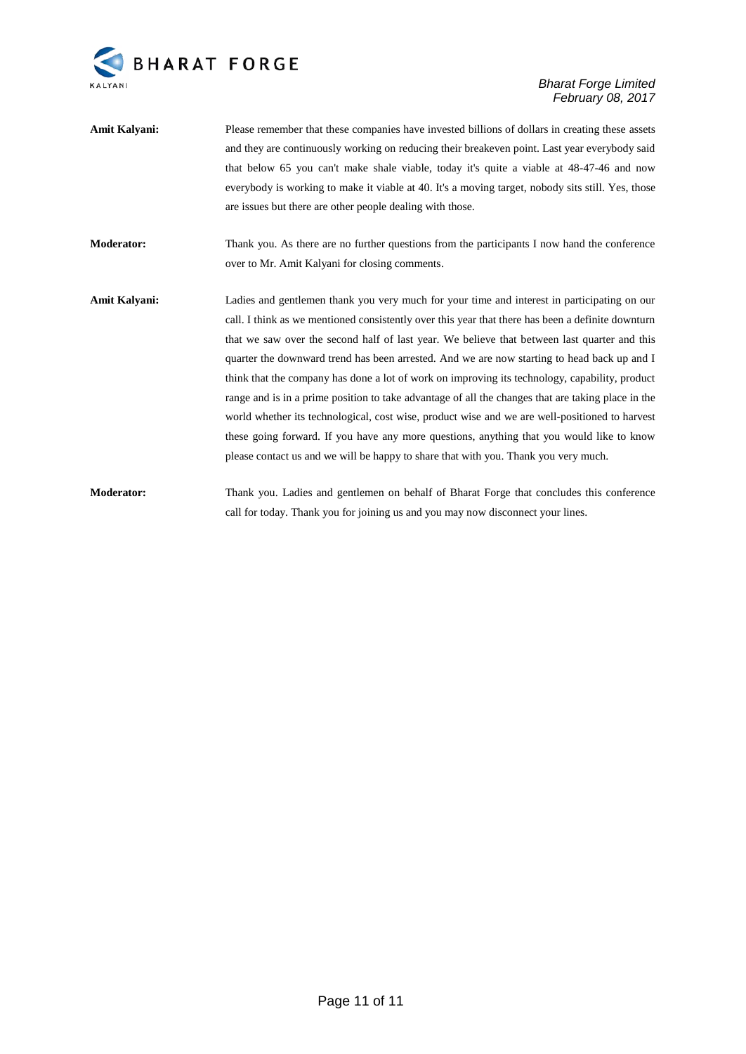**Amit Kalyani:** Please remember that these companies have invested billions of dollars in creating these assets and they are continuously working on reducing their breakeven point. Last year everybody said that below 65 you can't make shale viable, today it's quite a viable at 48-47-46 and now everybody is working to make it viable at 40. It's a moving target, nobody sits still. Yes, those are issues but there are other people dealing with those.

**Moderator:** Thank you. As there are no further questions from the participants I now hand the conference over to Mr. Amit Kalyani for closing comments.

**Amit Kalyani:** Ladies and gentlemen thank you very much for your time and interest in participating on our call. I think as we mentioned consistently over this year that there has been a definite downturn that we saw over the second half of last year. We believe that between last quarter and this quarter the downward trend has been arrested. And we are now starting to head back up and I think that the company has done a lot of work on improving its technology, capability, product range and is in a prime position to take advantage of all the changes that are taking place in the world whether its technological, cost wise, product wise and we are well-positioned to harvest these going forward. If you have any more questions, anything that you would like to know please contact us and we will be happy to share that with you. Thank you very much.

**Moderator:** Thank you. Ladies and gentlemen on behalf of Bharat Forge that concludes this conference call for today. Thank you for joining us and you may now disconnect your lines.